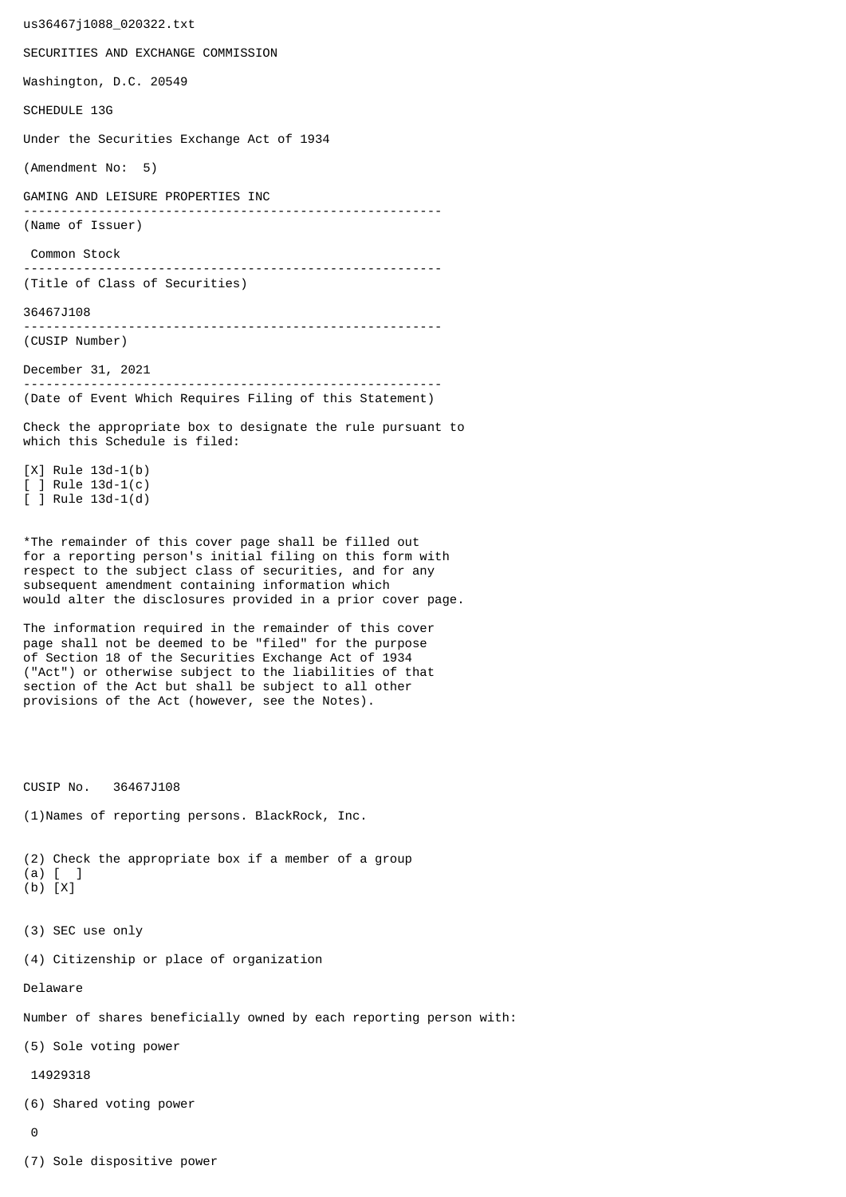us36467j1088_020322.txt

SECURITIES AND EXCHANGE COMMISSION

Washington, D.C. 20549

SCHEDULE 13G

Under the Securities Exchange Act of 1934

(Amendment No: 5)

GAMING AND LEISURE PROPERTIES INC

--------------------------------------------------------

(Name of Issuer)

Common Stock

--------------------------------------------------------

(Title of Class of Securities)

36467J108

--------------------------------------------------------

(CUSIP Number)

December 31, 2021

--------------------------------------------------------

(Date of Event Which Requires Filing of this Statement)

Check the appropriate box to designate the rule pursuant to which this Schedule is filed:

[X] Rule 13d-1(b)
[ ] Rule 13d-1(c)
[ ] Rule 13d-1(d)

*The remainder of this cover page shall be filled out for a reporting person's initial filing on this form with respect to the subject class of securities, and for any subsequent amendment containing information which would alter the disclosures provided in a prior cover page.

The information required in the remainder of this cover page shall not be deemed to be "filed" for the purpose of Section 18 of the Securities Exchange Act of 1934 ("Act") or otherwise subject to the liabilities of that section of the Act but shall be subject to all other provisions of the Act (however, see the Notes).

CUSIP No. 36467J108

(1)Names of reporting persons. BlackRock, Inc.

(2) Check the appropriate box if a member of a group
(a) [ ]
(b) [X]

(3) SEC use only

(4) Citizenship or place of organization

Delaware

Number of shares beneficially owned by each reporting person with:

(5) Sole voting power

14929318

(6) Shared voting power

0

(7) Sole dispositive power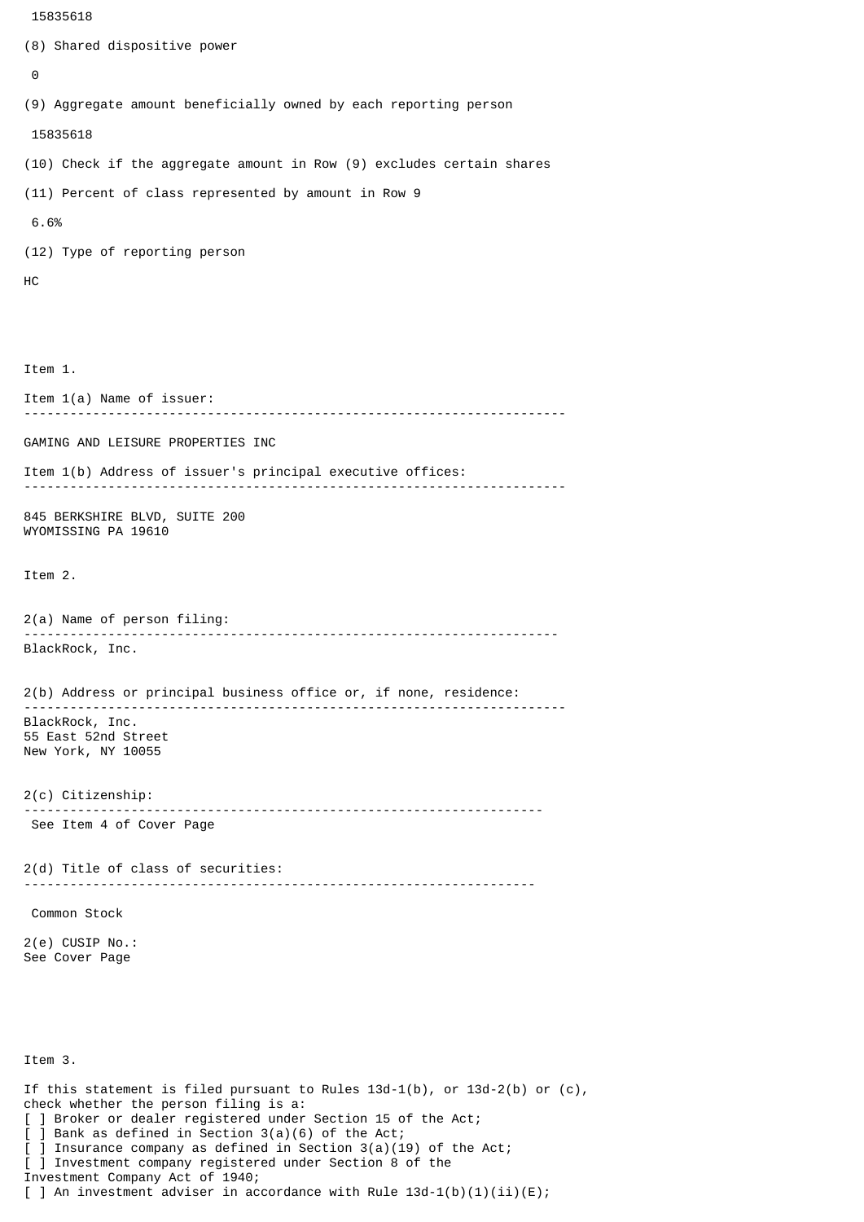15835618

(8) Shared dispositive power

0

(9) Aggregate amount beneficially owned by each reporting person

15835618

(10) Check if the aggregate amount in Row (9) excludes certain shares

(11) Percent of class represented by amount in Row 9

6.6%

(12) Type of reporting person

HC

Item 1.

Item 1(a) Name of issuer:

---

GAMING AND LEISURE PROPERTIES INC

Item 1(b) Address of issuer's principal executive offices:

---

845 BERKSHIRE BLVD, SUITE 200
WYOMISSING PA 19610

Item 2.

2(a) Name of person filing:

---

BlackRock, Inc.

2(b) Address or principal business office or, if none, residence:

---

BlackRock, Inc.
55 East 52nd Street
New York, NY 10055

2(c) Citizenship:

---

See Item 4 of Cover Page

2(d) Title of class of securities:

---

Common Stock

2(e) CUSIP No.:
See Cover Page

Item 3.

If this statement is filed pursuant to Rules 13d-1(b), or 13d-2(b) or (c), check whether the person filing is a:
[ ] Broker or dealer registered under Section 15 of the Act;
[ ] Bank as defined in Section 3(a)(6) of the Act;
[ ] Insurance company as defined in Section 3(a)(19) of the Act;
[ ] Investment company registered under Section 8 of the Investment Company Act of 1940;
[ ] An investment adviser in accordance with Rule 13d-1(b)(1)(ii)(E);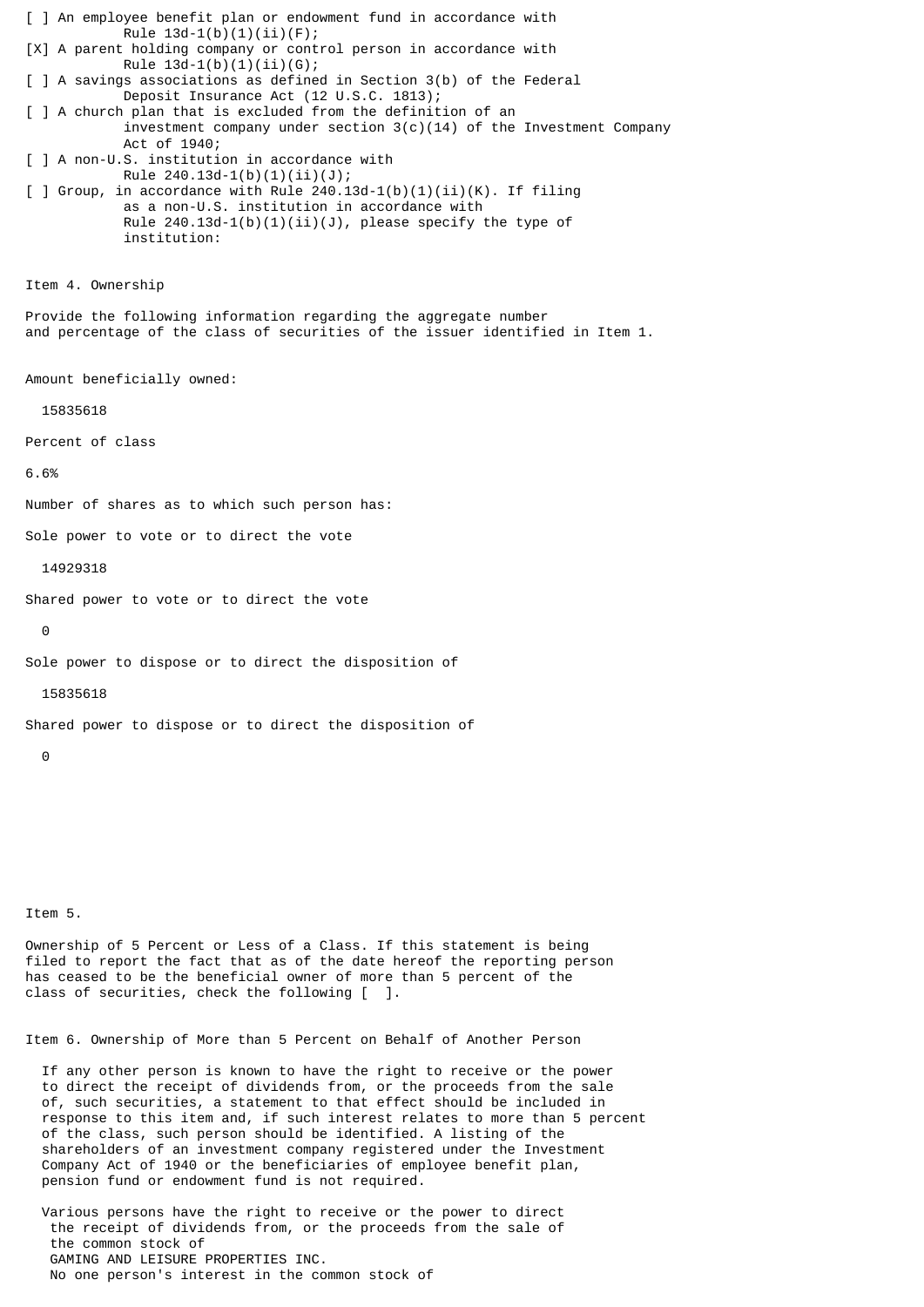[ ] An employee benefit plan or endowment fund in accordance with Rule 13d-1(b)(1)(ii)(F);

[X] A parent holding company or control person in accordance with Rule 13d-1(b)(1)(ii)(G);

[ ] A savings associations as defined in Section 3(b) of the Federal Deposit Insurance Act (12 U.S.C. 1813);

[ ] A church plan that is excluded from the definition of an investment company under section 3(c)(14) of the Investment Company Act of 1940;

[ ] A non-U.S. institution in accordance with Rule 240.13d-1(b)(1)(ii)(J);

[ ] Group, in accordance with Rule 240.13d-1(b)(1)(ii)(K). If filing as a non-U.S. institution in accordance with Rule 240.13d-1(b)(1)(ii)(J), please specify the type of institution:

Item 4. Ownership

Provide the following information regarding the aggregate number and percentage of the class of securities of the issuer identified in Item 1.

Amount beneficially owned:

15835618

Percent of class

6.6%

Number of shares as to which such person has:

Sole power to vote or to direct the vote

14929318

Shared power to vote or to direct the vote

0

Sole power to dispose or to direct the disposition of

15835618

Shared power to dispose or to direct the disposition of

0

Item 5.

Ownership of 5 Percent or Less of a Class. If this statement is being filed to report the fact that as of the date hereof the reporting person has ceased to be the beneficial owner of more than 5 percent of the class of securities, check the following [ ].

Item 6. Ownership of More than 5 Percent on Behalf of Another Person

If any other person is known to have the right to receive or the power to direct the receipt of dividends from, or the proceeds from the sale of, such securities, a statement to that effect should be included in response to this item and, if such interest relates to more than 5 percent of the class, such person should be identified. A listing of the shareholders of an investment company registered under the Investment Company Act of 1940 or the beneficiaries of employee benefit plan, pension fund or endowment fund is not required.

Various persons have the right to receive or the power to direct the receipt of dividends from, or the proceeds from the sale of the common stock of GAMING AND LEISURE PROPERTIES INC. No one person's interest in the common stock of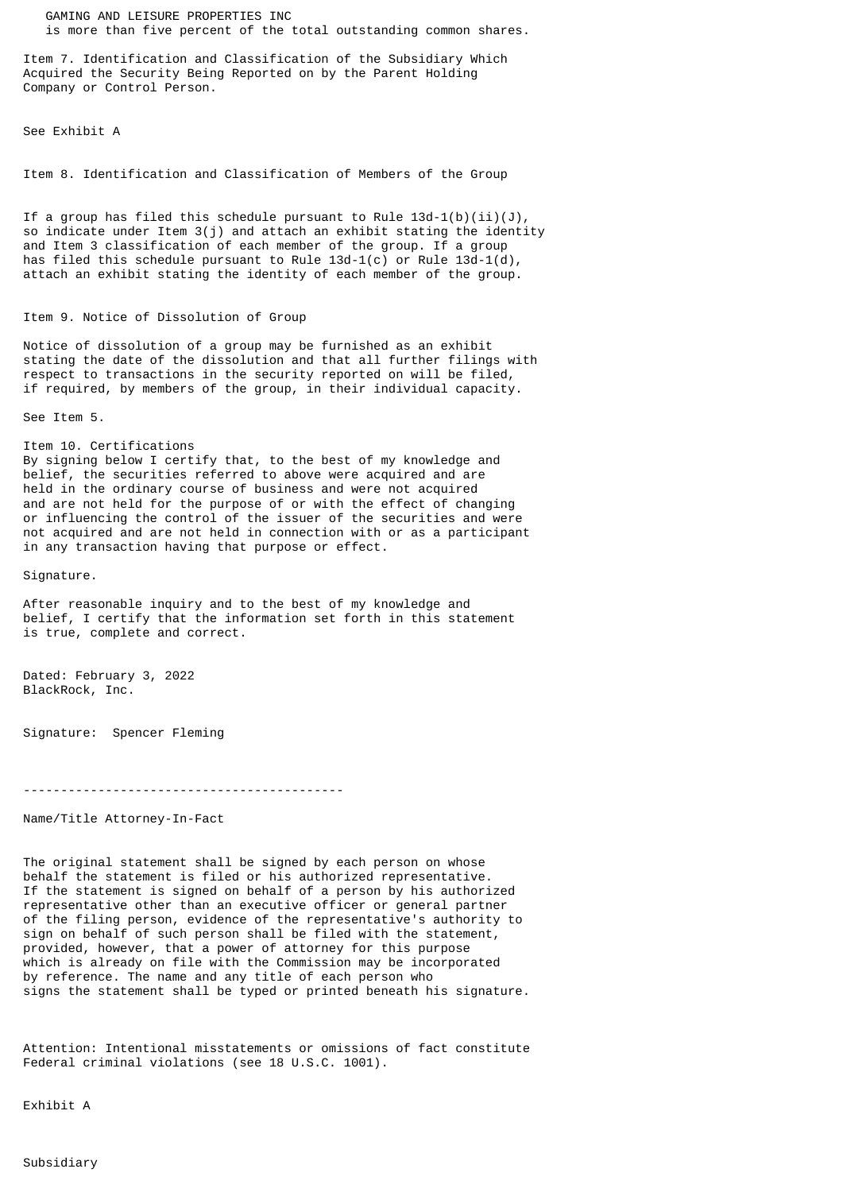GAMING AND LEISURE PROPERTIES INC
is more than five percent of the total outstanding common shares.

Item 7. Identification and Classification of the Subsidiary Which Acquired the Security Being Reported on by the Parent Holding Company or Control Person.

See Exhibit A

Item 8. Identification and Classification of Members of the Group

If a group has filed this schedule pursuant to Rule 13d-1(b)(ii)(J), so indicate under Item 3(j) and attach an exhibit stating the identity and Item 3 classification of each member of the group. If a group has filed this schedule pursuant to Rule 13d-1(c) or Rule 13d-1(d), attach an exhibit stating the identity of each member of the group.

Item 9. Notice of Dissolution of Group

Notice of dissolution of a group may be furnished as an exhibit stating the date of the dissolution and that all further filings with respect to transactions in the security reported on will be filed, if required, by members of the group, in their individual capacity.

See Item 5.

Item 10. Certifications
By signing below I certify that, to the best of my knowledge and belief, the securities referred to above were acquired and are held in the ordinary course of business and were not acquired and are not held for the purpose of or with the effect of changing or influencing the control of the issuer of the securities and were not acquired and are not held in connection with or as a participant in any transaction having that purpose or effect.

Signature.

After reasonable inquiry and to the best of my knowledge and belief, I certify that the information set forth in this statement is true, complete and correct.

Dated: February 3, 2022
BlackRock, Inc.

Signature: Spencer Fleming

-------------------------------------------

Name/Title Attorney-In-Fact

The original statement shall be signed by each person on whose behalf the statement is filed or his authorized representative. If the statement is signed on behalf of a person by his authorized representative other than an executive officer or general partner of the filing person, evidence of the representative's authority to sign on behalf of such person shall be filed with the statement, provided, however, that a power of attorney for this purpose which is already on file with the Commission may be incorporated by reference. The name and any title of each person who signs the statement shall be typed or printed beneath his signature.

Attention: Intentional misstatements or omissions of fact constitute Federal criminal violations (see 18 U.S.C. 1001).

Exhibit A

Subsidiary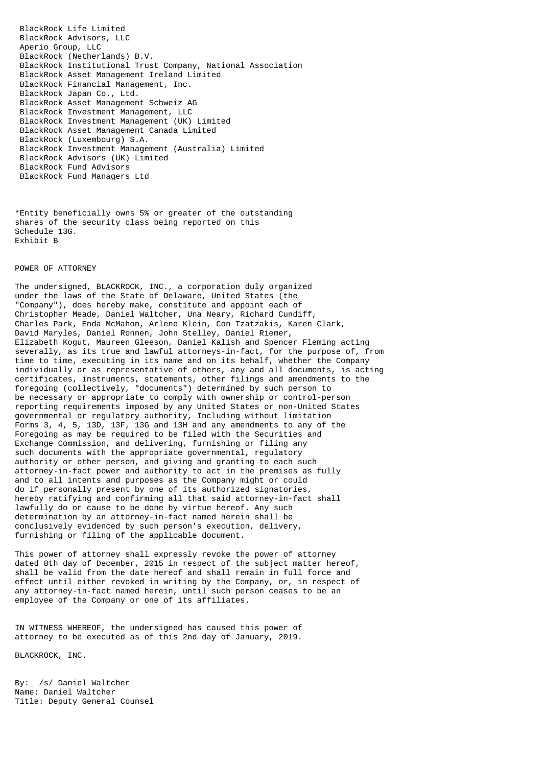BlackRock Life Limited
BlackRock Advisors, LLC
Aperio Group, LLC
BlackRock (Netherlands) B.V.
BlackRock Institutional Trust Company, National Association
BlackRock Asset Management Ireland Limited
BlackRock Financial Management, Inc.
BlackRock Japan Co., Ltd.
BlackRock Asset Management Schweiz AG
BlackRock Investment Management, LLC
BlackRock Investment Management (UK) Limited
BlackRock Asset Management Canada Limited
BlackRock (Luxembourg) S.A.
BlackRock Investment Management (Australia) Limited
BlackRock Advisors (UK) Limited
BlackRock Fund Advisors
BlackRock Fund Managers Ltd

*Entity beneficially owns 5% or greater of the outstanding shares of the security class being reported on this Schedule 13G.

Exhibit B

POWER OF ATTORNEY

The undersigned, BLACKROCK, INC., a corporation duly organized under the laws of the State of Delaware, United States (the "Company"), does hereby make, constitute and appoint each of Christopher Meade, Daniel Waltcher, Una Neary, Richard Cundiff, Charles Park, Enda McMahon, Arlene Klein, Con Tzatzakis, Karen Clark, David Maryles, Daniel Ronnen, John Stelley, Daniel Riemer, Elizabeth Kogut, Maureen Gleeson, Daniel Kalish and Spencer Fleming acting severally, as its true and lawful attorneys-in-fact, for the purpose of, from time to time, executing in its name and on its behalf, whether the Company individually or as representative of others, any and all documents, is acting certificates, instruments, statements, other filings and amendments to the foregoing (collectively, "documents") determined by such person to be necessary or appropriate to comply with ownership or control-person reporting requirements imposed by any United States or non-United States governmental or regulatory authority, Including without limitation Forms 3, 4, 5, 13D, 13F, 13G and 13H and any amendments to any of the Foregoing as may be required to be filed with the Securities and Exchange Commission, and delivering, furnishing or filing any such documents with the appropriate governmental, regulatory authority or other person, and giving and granting to each such attorney-in-fact power and authority to act in the premises as fully and to all intents and purposes as the Company might or could do if personally present by one of its authorized signatories, hereby ratifying and confirming all that said attorney-in-fact shall lawfully do or cause to be done by virtue hereof. Any such determination by an attorney-in-fact named herein shall be conclusively evidenced by such person's execution, delivery, furnishing or filing of the applicable document.

This power of attorney shall expressly revoke the power of attorney dated 8th day of December, 2015 in respect of the subject matter hereof, shall be valid from the date hereof and shall remain in full force and effect until either revoked in writing by the Company, or, in respect of any attorney-in-fact named herein, until such person ceases to be an employee of the Company or one of its affiliates.

IN WITNESS WHEREOF, the undersigned has caused this power of attorney to be executed as of this 2nd day of January, 2019.

BLACKROCK, INC.

By:_ /s/ Daniel Waltcher
Name: Daniel Waltcher
Title: Deputy General Counsel